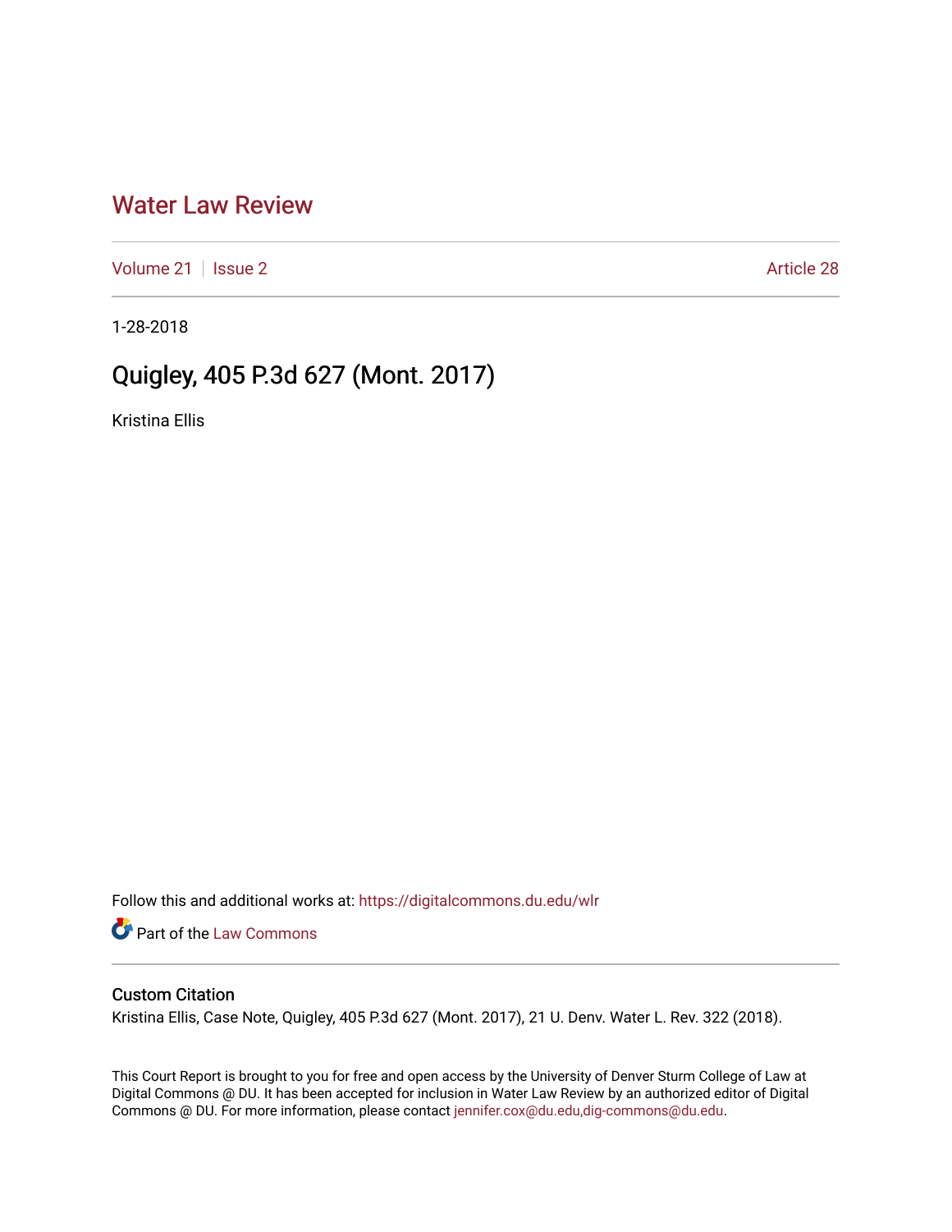# Water Law Review

Volume 21 | Issue 2 Article 28

1-28-2018

## Quigley, 405 P.3d 627 (Mont. 2017)

Kristina Ellis

Follow this and additional works at: https://digitalcommons.du.edu/wlr

Part of the Law Commons

### Custom Citation

Kristina Ellis, Case Note, Quigley, 405 P.3d 627 (Mont. 2017), 21 U. Denv. Water L. Rev. 322 (2018).

This Court Report is brought to you for free and open access by the University of Denver Sturm College of Law at Digital Commons @ DU. It has been accepted for inclusion in Water Law Review by an authorized editor of Digital Commons @ DU. For more information, please contact jennifer.cox@du.edu,dig-commons@du.edu.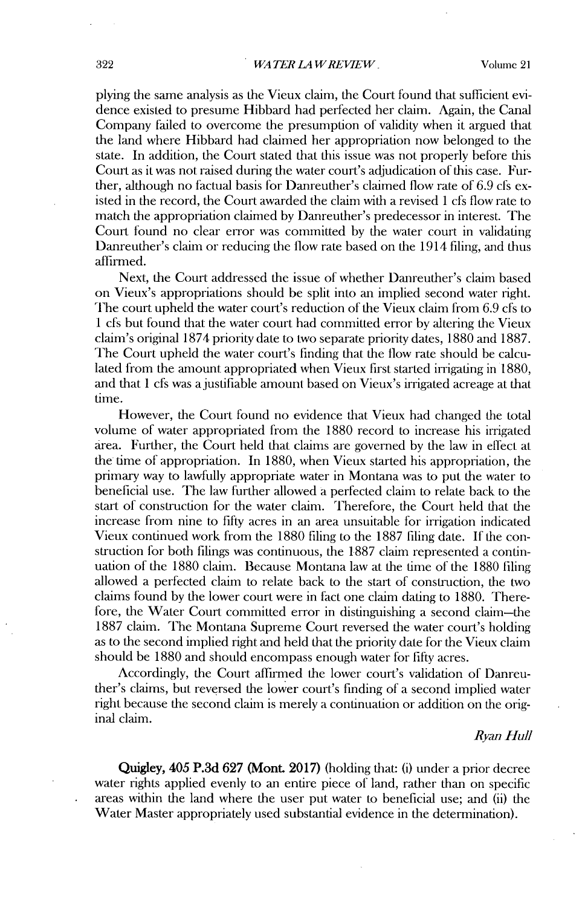plying the same analysis as the Vieux claim, the Court found that sufficient evidence existed to presume Hibbard had perfected her claim. Again, the Canal Company failed to overcome the presumption of validity when it argued that the land where Hibbard had claimed her appropriation now belonged to the state. In addition, the Court stated that this issue was not properly before this Court as it was not raised during the water court's adjudication of this case. Further, although no factual basis for Danreuther's claimed flow rate of 6.9 cfs existed in the record, the Court awarded the claim with a revised 1 cfs flow rate to match the appropriation claimed by Danreuther's predecessor in interest. The Court found no clear error was committed by the water court in validating Danreuther's claim or reducing the flow rate based on the 1914 filing, and thus affirmed.

Next, the Court addressed the issue of whether Danreuther's claim based on Vieux's appropriations should be split into an implied second water right. The court upheld the water court's reduction of the Vieux claim from 6.9 cfs to 1 cfs but found that the water court had committed error by altering the Vieux claim's original 1874 priority date to two separate priority dates, 1880 and 1887. The Court upheld the water court's finding that the flow rate should be calculated from the amount appropriated when Vieux first started irrigating in 1880, and that 1 cfs was a justifiable amount based on Vieux's irrigated acreage at that time.

However, the Court found no evidence that Vieux had changed the total volume of water appropriated from the 1880 record to increase his irrigated area. Further, the Court held that claims are governed by the law in effect at the time of appropriation. In 1880, when Vieux started his appropriation, the primary way to lawfully appropriate water in Montana was to put the water to beneficial use. The law further allowed a perfected claim to relate back to the start of construction for the water claim. Therefore, the Court held that the increase from nine to fifty acres in an area unsuitable for irrigation indicated Vieux continued work from the 1880 filing to the 1887 filing date. If the construction for both filings was continuous, the 1887 claim represented a continuation of the 1880 claim. Because Montana law at the time of the 1880 filing allowed a perfected claim to relate back to the start of construction, the two claims found by the lower court were in fact one claim dating to 1880. Therefore, the Water Court committed error in distinguishing a second claim—the 1887 claim. The Montana Supreme Court reversed the water court's holding as to the second implied right and held that the priority date for the Vieux claim should be 1880 and should encompass enough water for fifty acres.

Accordingly, the Court affirmed the lower court's validation of Danreuther's claims, but reversed the lower court's finding of a second implied water right because the second claim is merely a continuation or addition on the original claim.

*Ryan Hull*

**Quigley, 405 P.3d 627 (Mont. 2017)** (holding that: (i) under a prior decree water rights applied evenly to an entire piece of land, rather than on specific areas within the land where the user put water to beneficial use; and (ii) the Water Master appropriately used substantial evidence in the determination).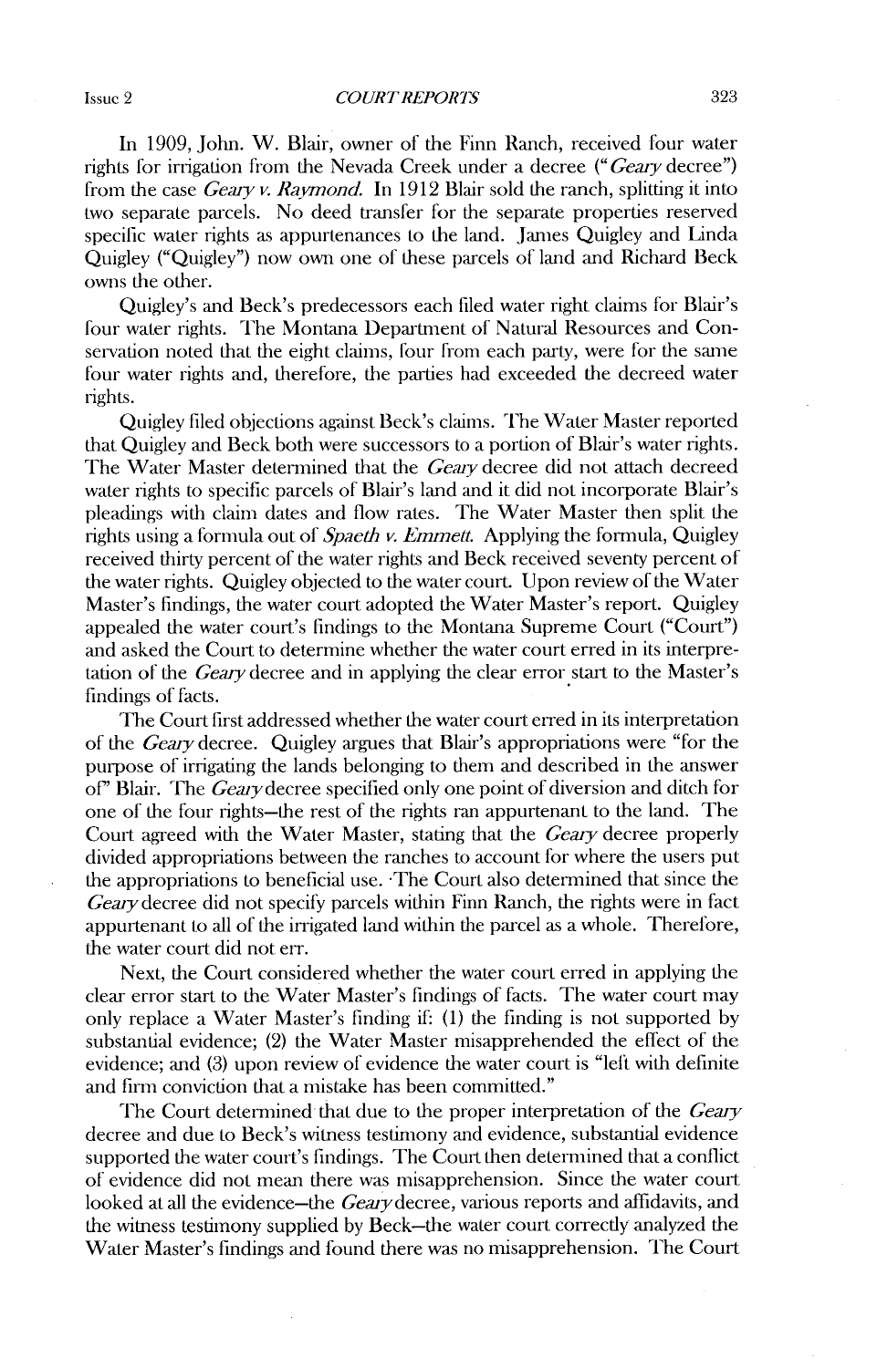In 1909, John. W. Blair, owner of the Finn Ranch, received four water rights for irrigation from the Nevada Creek under a decree ("*Geary* decree") from the case *Geary v. Raymond*. In 1912 Blair sold the ranch, splitting it into two separate parcels. No deed transfer for the separate properties reserved specific water rights as appurtenances to the land. James Quigley and Linda Quigley ("Quigley") now own one of these parcels of land and Richard Beck owns the other.

Quigley's and Beck's predecessors each filed water right claims for Blair's four water rights. The Montana Department of Natural Resources and Conservation noted that the eight claims, four from each party, were for the same four water rights and, therefore, the parties had exceeded the decreed water rights.

Quigley filed objections against Beck's claims. The Water Master reported that Quigley and Beck both were successors to a portion of Blair's water rights. The Water Master determined that the *Geary* decree did not attach decreed water rights to specific parcels of Blair's land and it did not incorporate Blair's pleadings with claim dates and flow rates. The Water Master then split the rights using a formula out of *Spaeth v. Emmett*. Applying the formula, Quigley received thirty percent of the water rights and Beck received seventy percent of the water rights. Quigley objected to the water court. Upon review of the Water Master's findings, the water court adopted the Water Master's report. Quigley appealed the water court's findings to the Montana Supreme Court ("Court") and asked the Court to determine whether the water court erred in its interpretation of the *Geary* decree and in applying the clear error start to the Master's findings of facts.

The Court first addressed whether the water court erred in its interpretation of the *Geary* decree. Quigley argues that Blair's appropriations were "for the purpose of irrigating the lands belonging to them and described in the answer of" Blair. The *Geary* decree specified only one point of diversion and ditch for one of the four rights—the rest of the rights ran appurtenant to the land. The Court agreed with the Water Master, stating that the *Geary* decree properly divided appropriations between the ranches to account for where the users put the appropriations to beneficial use. The Court also determined that since the *Geary* decree did not specify parcels within Finn Ranch, the rights were in fact appurtenant to all of the irrigated land within the parcel as a whole. Therefore, the water court did not err.

Next, the Court considered whether the water court erred in applying the clear error start to the Water Master's findings of facts. The water court may only replace a Water Master's finding if: (1) the finding is not supported by substantial evidence; (2) the Water Master misapprehended the effect of the evidence; and (3) upon review of evidence the water court is "left with definite and firm conviction that a mistake has been committed."

The Court determined that due to the proper interpretation of the *Geary* decree and due to Beck's witness testimony and evidence, substantial evidence supported the water court's findings. The Court then determined that a conflict of evidence did not mean there was misapprehension. Since the water court looked at all the evidence—the *Geary* decree, various reports and affidavits, and the witness testimony supplied by Beck—the water court correctly analyzed the Water Master's findings and found there was no misapprehension. The Court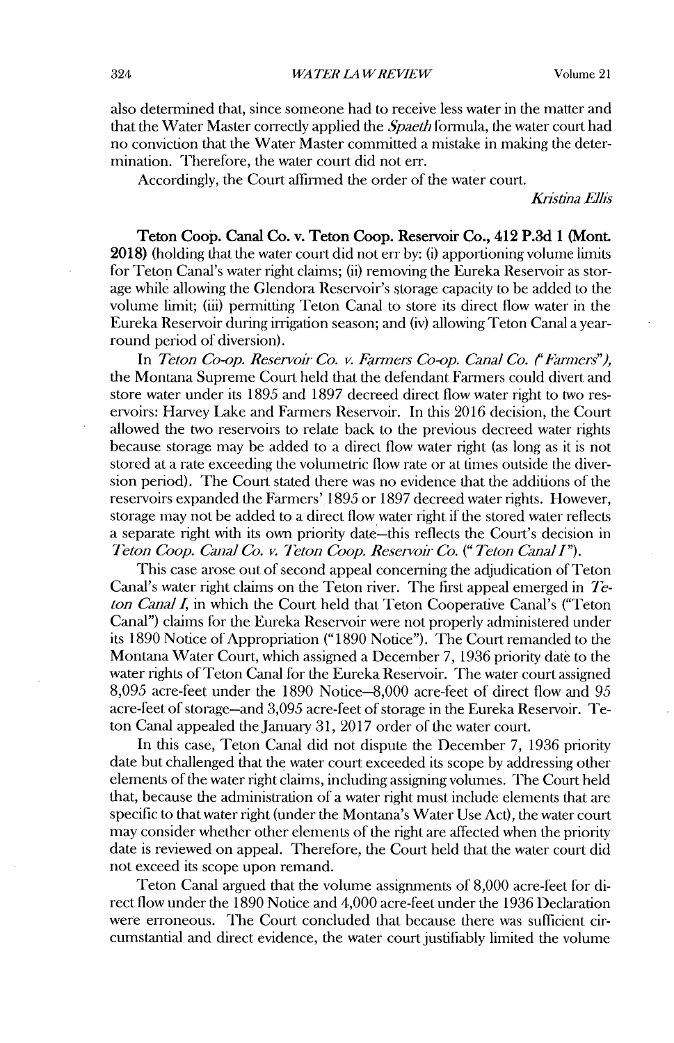also determined that, since someone had to receive less water in the matter and that the Water Master correctly applied the *Spaeth* formula, the water court had no conviction that the Water Master committed a mistake in making the determination. Therefore, the water court did not err.

Accordingly, the Court affirmed the order of the water court.

*Kristina Ellis*

**Teton Coop. Canal Co. v. Teton Coop. Reservoir Co., 412 P.3d 1 (Mont. 2018)** (holding that the water court did not err by: (i) apportioning volume limits for Teton Canal's water right claims; (ii) removing the Eureka Reservoir as storage while allowing the Glendora Reservoir's storage capacity to be added to the volume limit; (iii) permitting Teton Canal to store its direct flow water in the Eureka Reservoir during irrigation season; and (iv) allowing Teton Canal a year-round period of diversion).

In *Teton Co-op. Reservoir Co. v. Farmers Co-op. Canal Co. ("Farmers")*, the Montana Supreme Court held that the defendant Farmers could divert and store water under its 1895 and 1897 decreed direct flow water right to two reservoirs: Harvey Lake and Farmers Reservoir. In this 2016 decision, the Court allowed the two reservoirs to relate back to the previous decreed water rights because storage may be added to a direct flow water right (as long as it is not stored at a rate exceeding the volumetric flow rate or at times outside the diversion period). The Court stated there was no evidence that the additions of the reservoirs expanded the Farmers' 1895 or 1897 decreed water rights. However, storage may not be added to a direct flow water right if the stored water reflects a separate right with its own priority date–this reflects the Court's decision in *Teton Coop. Canal Co. v. Teton Coop. Reservoir Co.* ("*Teton Canal I*").

This case arose out of second appeal concerning the adjudication of Teton Canal's water right claims on the Teton river. The first appeal emerged in *Teton Canal I*, in which the Court held that Teton Cooperative Canal's ("Teton Canal") claims for the Eureka Reservoir were not properly administered under its 1890 Notice of Appropriation ("1890 Notice"). The Court remanded to the Montana Water Court, which assigned a December 7, 1936 priority date to the water rights of Teton Canal for the Eureka Reservoir. The water court assigned 8,095 acre-feet under the 1890 Notice–8,000 acre-feet of direct flow and 95 acre-feet of storage–and 3,095 acre-feet of storage in the Eureka Reservoir. Teton Canal appealed the January 31, 2017 order of the water court.

In this case, Teton Canal did not dispute the December 7, 1936 priority date but challenged that the water court exceeded its scope by addressing other elements of the water right claims, including assigning volumes. The Court held that, because the administration of a water right must include elements that are specific to that water right (under the Montana's Water Use Act), the water court may consider whether other elements of the right are affected when the priority date is reviewed on appeal. Therefore, the Court held that the water court did not exceed its scope upon remand.

Teton Canal argued that the volume assignments of 8,000 acre-feet for direct flow under the 1890 Notice and 4,000 acre-feet under the 1936 Declaration were erroneous. The Court concluded that because there was sufficient circumstantial and direct evidence, the water court justifiably limited the volume